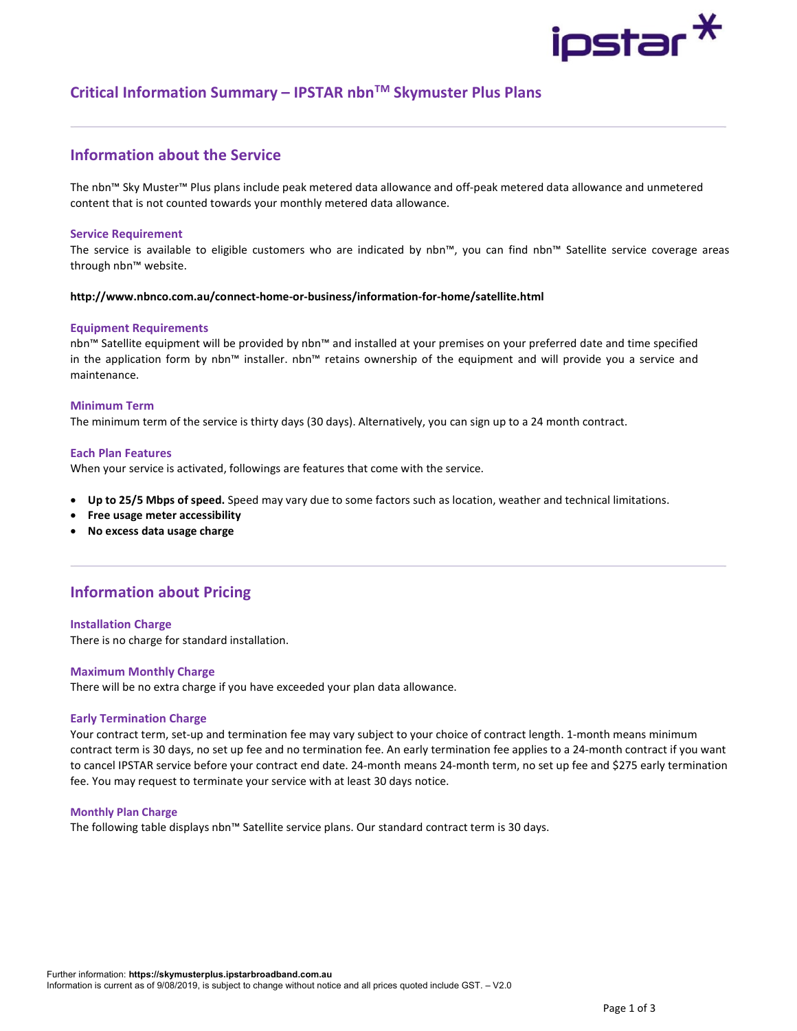# Critical Information Summary – IPSTAR nbn™ Skymuster Plus Plans

## Information about the Service

The nbn™ Sky Muster™ Plus plans include peak metered data allowance and off-peak metered data allowance and unmetered content that is not counted towards your monthly metered data allowance.

### Service Requirement

The service is available to eligible customers who are indicated by nbn™, you can find nbn™ Satellite service coverage areas through nbn™ website.

**http://www.nbnco.com.au/connect-home-or-business/information-for-home/satellite.html**

### Equipment Requirements

nbn™ Satellite equipment will be provided by nbn™ and installed at your premises on your preferred date and time specified in the application form by nbn™ installer. nbn™ retains ownership of the equipment and will provide you a service and maintenance.

### Minimum Term

The minimum term of the service is thirty days (30 days). Alternatively, you can sign up to a 24 month contract.

### Each Plan Features

When your service is activated, followings are features that come with the service.

- **Up to 25/5 Mbps of speed.** Speed may vary due to some factors such as location, weather and technical limitations.
- **Free usage meter accessibility**
- **No excess data usage charge**

## Information about Pricing

### Installation Charge

There is no charge for standard installation.

### Maximum Monthly Charge

There will be no extra charge if you have exceeded your plan data allowance.

### Early Termination Charge

Your contract term, set-up and termination fee may vary subject to your choice of contract length. 1-month means minimum contract term is 30 days, no set up fee and no termination fee. An early termination fee applies to a 24-month contract if you want to cancel IPSTAR service before your contract end date. 24-month means 24-month term, no set up fee and $275 early termination fee. You may request to terminate your service with at least 30 days notice.

### Monthly Plan Charge

The following table displays nbn™ Satellite service plans. Our standard contract term is 30 days.

Further information: **https://skymusterplus.ipstarbroadband.com.au**
Information is current as of 9/08/2019, is subject to change without notice and all prices quoted include GST. – V2.0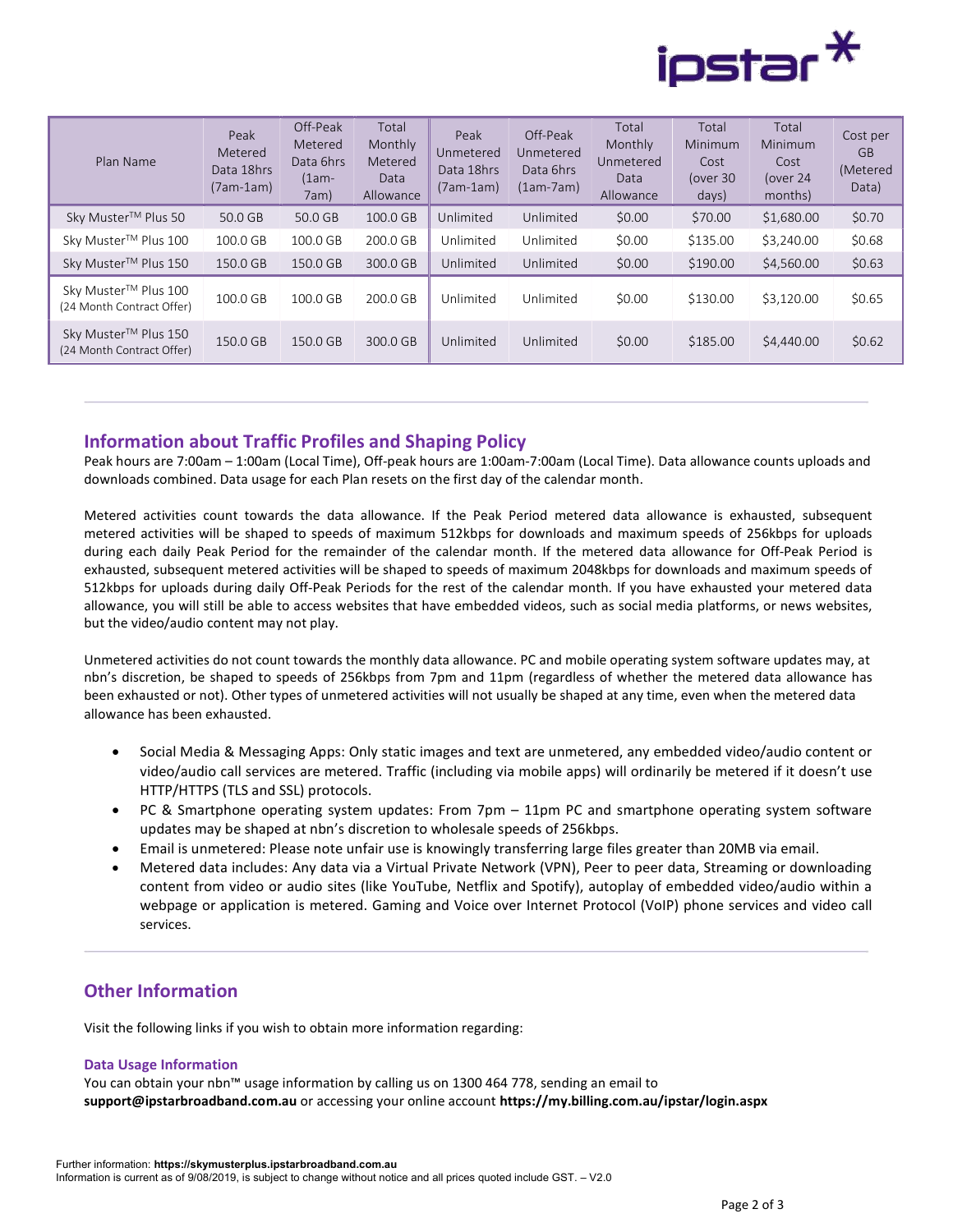| Plan Name | Peak Metered Data 18hrs (7am-1am) | Off-Peak Metered Data 6hrs (1am-7am) | Total Monthly Metered Data Allowance | Peak Unmetered Data 18hrs (7am-1am) | Off-Peak Unmetered Data 6hrs (1am-7am) | Total Monthly Unmetered Data Allowance | Total Minimum Cost (over 30 days) | Total Minimum Cost (over 24 months) | Cost per GB (Metered Data) |
|---|---|---|---|---|---|---|---|---|---|
| Sky Muster™ Plus 50 | 50.0 GB | 50.0 GB | 100.0 GB | Unlimited | Unlimited | $0.00 | $70.00 | $1,680.00 | $0.70 |
| Sky Muster™ Plus 100 | 100.0 GB | 100.0 GB | 200.0 GB | Unlimited | Unlimited | $0.00 | $135.00 | $3,240.00 | $0.68 |
| Sky Muster™ Plus 150 | 150.0 GB | 150.0 GB | 300.0 GB | Unlimited | Unlimited | $0.00 | $190.00 | $4,560.00 | $0.63 |
| Sky Muster™ Plus 100 (24 Month Contract Offer) | 100.0 GB | 100.0 GB | 200.0 GB | Unlimited | Unlimited | $0.00 | $130.00 | $3,120.00 | $0.65 |
| Sky Muster™ Plus 150 (24 Month Contract Offer) | 150.0 GB | 150.0 GB | 300.0 GB | Unlimited | Unlimited | $0.00 | $185.00 | $4,440.00 | $0.62 |

## Information about Traffic Profiles and Shaping Policy

Peak hours are 7:00am – 1:00am (Local Time), Off-peak hours are 1:00am-7:00am (Local Time). Data allowance counts uploads and downloads combined. Data usage for each Plan resets on the first day of the calendar month.

Metered activities count towards the data allowance. If the Peak Period metered data allowance is exhausted, subsequent metered activities will be shaped to speeds of maximum 512kbps for downloads and maximum speeds of 256kbps for uploads during each daily Peak Period for the remainder of the calendar month. If the metered data allowance for Off-Peak Period is exhausted, subsequent metered activities will be shaped to speeds of maximum 2048kbps for downloads and maximum speeds of 512kbps for uploads during daily Off-Peak Periods for the rest of the calendar month. If you have exhausted your metered data allowance, you will still be able to access websites that have embedded videos, such as social media platforms, or news websites, but the video/audio content may not play.

Unmetered activities do not count towards the monthly data allowance. PC and mobile operating system software updates may, at nbn's discretion, be shaped to speeds of 256kbps from 7pm and 11pm (regardless of whether the metered data allowance has been exhausted or not). Other types of unmetered activities will not usually be shaped at any time, even when the metered data allowance has been exhausted.

- Social Media & Messaging Apps: Only static images and text are unmetered, any embedded video/audio content or video/audio call services are metered. Traffic (including via mobile apps) will ordinarily be metered if it doesn't use HTTP/HTTPS (TLS and SSL) protocols.
- PC & Smartphone operating system updates: From 7pm – 11pm PC and smartphone operating system software updates may be shaped at nbn's discretion to wholesale speeds of 256kbps.
- Email is unmetered: Please note unfair use is knowingly transferring large files greater than 20MB via email.
- Metered data includes: Any data via a Virtual Private Network (VPN), Peer to peer data, Streaming or downloading content from video or audio sites (like YouTube, Netflix and Spotify), autoplay of embedded video/audio within a webpage or application is metered. Gaming and Voice over Internet Protocol (VoIP) phone services and video call services.

## Other Information

Visit the following links if you wish to obtain more information regarding:

### Data Usage Information

You can obtain your nbn™ usage information by calling us on 1300 464 778, sending an email to **support@ipstarbroadband.com.au** or accessing your online account **https://my.billing.com.au/ipstar/login.aspx**

Further information: **https://skymusterplus.ipstarbroadband.com.au**
Information is current as of 9/08/2019, is subject to change without notice and all prices quoted include GST. – V2.0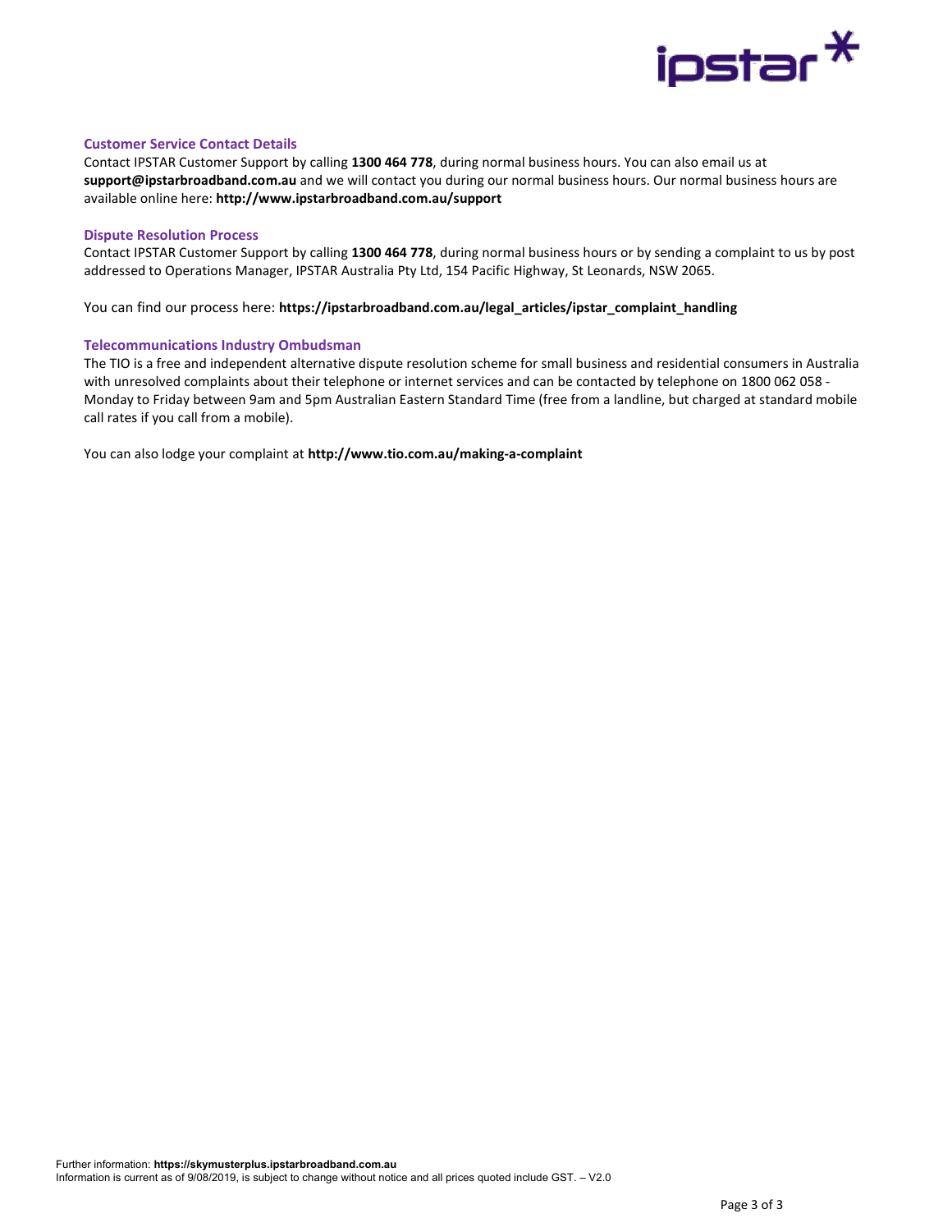### Customer Service Contact Details

Contact IPSTAR Customer Support by calling **1300 464 778**, during normal business hours. You can also email us at **support@ipstarbroadband.com.au** and we will contact you during our normal business hours. Our normal business hours are available online here: **http://www.ipstarbroadband.com.au/support**

### Dispute Resolution Process

Contact IPSTAR Customer Support by calling **1300 464 778**, during normal business hours or by sending a complaint to us by post addressed to Operations Manager, IPSTAR Australia Pty Ltd, 154 Pacific Highway, St Leonards, NSW 2065.

You can find our process here: **https://ipstarbroadband.com.au/legal_articles/ipstar_complaint_handling**

### Telecommunications Industry Ombudsman

The TIO is a free and independent alternative dispute resolution scheme for small business and residential consumers in Australia with unresolved complaints about their telephone or internet services and can be contacted by telephone on 1800 062 058 - Monday to Friday between 9am and 5pm Australian Eastern Standard Time (free from a landline, but charged at standard mobile call rates if you call from a mobile).

You can also lodge your complaint at **http://www.tio.com.au/making-a-complaint**